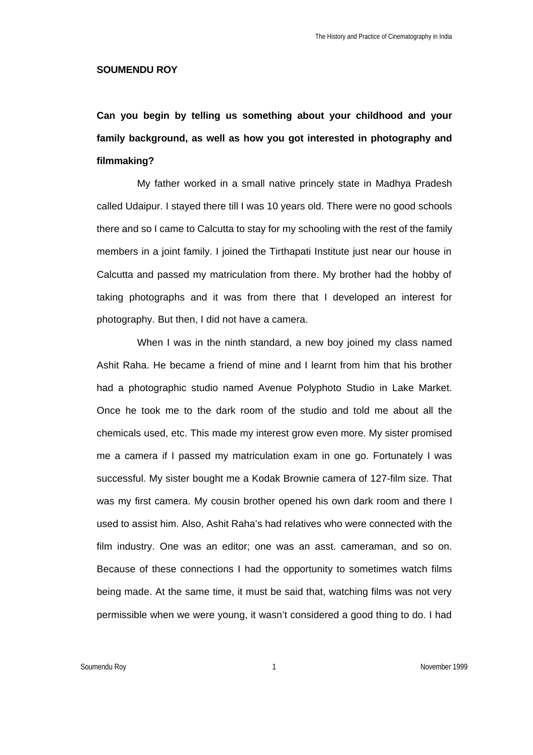# SOUMENDU ROY

**Can you begin by telling us something about your childhood and your family background, as well as how you got interested in photography and filmmaking?**

My father worked in a small native princely state in Madhya Pradesh called Udaipur. I stayed there till I was 10 years old. There were no good schools there and so I came to Calcutta to stay for my schooling with the rest of the family members in a joint family. I joined the Tirthapati Institute just near our house in Calcutta and passed my matriculation from there. My brother had the hobby of taking photographs and it was from there that I developed an interest for photography. But then, I did not have a camera.

When I was in the ninth standard, a new boy joined my class named Ashit Raha. He became a friend of mine and I learnt from him that his brother had a photographic studio named Avenue Polyphoto Studio in Lake Market. Once he took me to the dark room of the studio and told me about all the chemicals used, etc. This made my interest grow even more. My sister promised me a camera if I passed my matriculation exam in one go. Fortunately I was successful. My sister bought me a Kodak Brownie camera of 127-film size. That was my first camera. My cousin brother opened his own dark room and there I used to assist him. Also, Ashit Raha's had relatives who were connected with the film industry. One was an editor; one was an asst. cameraman, and so on. Because of these connections I had the opportunity to sometimes watch films being made. At the same time, it must be said that, watching films was not very permissible when we were young, it wasn't considered a good thing to do. I had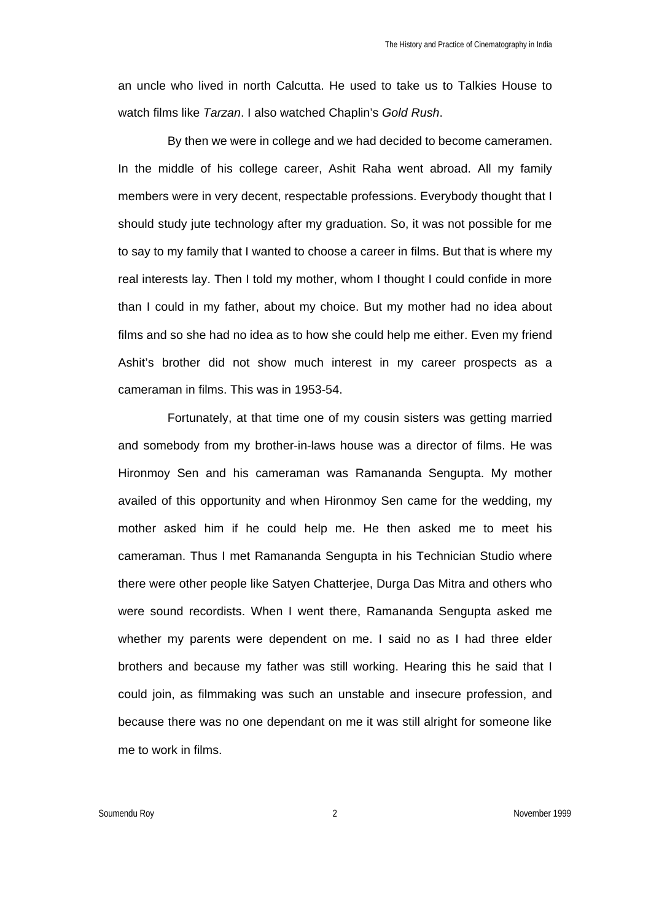an uncle who lived in north Calcutta. He used to take us to Talkies House to watch films like *Tarzan*. I also watched Chaplin's *Gold Rush*.

By then we were in college and we had decided to become cameramen. In the middle of his college career, Ashit Raha went abroad. All my family members were in very decent, respectable professions. Everybody thought that I should study jute technology after my graduation. So, it was not possible for me to say to my family that I wanted to choose a career in films. But that is where my real interests lay. Then I told my mother, whom I thought I could confide in more than I could in my father, about my choice. But my mother had no idea about films and so she had no idea as to how she could help me either. Even my friend Ashit's brother did not show much interest in my career prospects as a cameraman in films. This was in 1953-54.

Fortunately, at that time one of my cousin sisters was getting married and somebody from my brother-in-laws house was a director of films. He was Hironmoy Sen and his cameraman was Ramananda Sengupta. My mother availed of this opportunity and when Hironmoy Sen came for the wedding, my mother asked him if he could help me. He then asked me to meet his cameraman. Thus I met Ramananda Sengupta in his Technician Studio where there were other people like Satyen Chatterjee, Durga Das Mitra and others who were sound recordists. When I went there, Ramananda Sengupta asked me whether my parents were dependent on me. I said no as I had three elder brothers and because my father was still working. Hearing this he said that I could join, as filmmaking was such an unstable and insecure profession, and because there was no one dependant on me it was still alright for someone like me to work in films.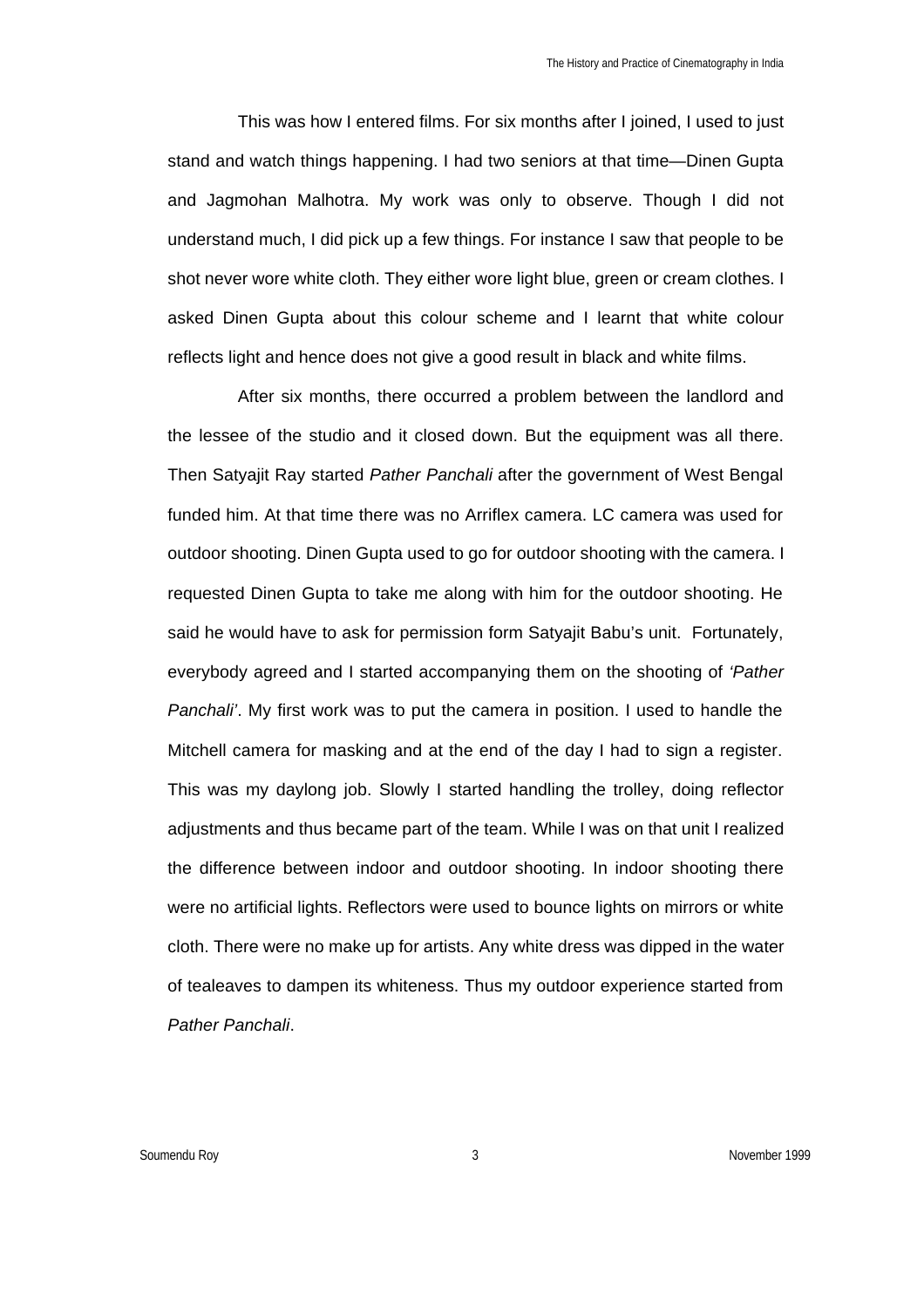This was how I entered films. For six months after I joined, I used to just stand and watch things happening. I had two seniors at that time—Dinen Gupta and Jagmohan Malhotra. My work was only to observe. Though I did not understand much, I did pick up a few things. For instance I saw that people to be shot never wore white cloth. They either wore light blue, green or cream clothes. I asked Dinen Gupta about this colour scheme and I learnt that white colour reflects light and hence does not give a good result in black and white films.

After six months, there occurred a problem between the landlord and the lessee of the studio and it closed down. But the equipment was all there. Then Satyajit Ray started *Pather Panchali* after the government of West Bengal funded him. At that time there was no Arriflex camera. LC camera was used for outdoor shooting. Dinen Gupta used to go for outdoor shooting with the camera. I requested Dinen Gupta to take me along with him for the outdoor shooting. He said he would have to ask for permission form Satyajit Babu's unit. Fortunately, everybody agreed and I started accompanying them on the shooting of *'Pather Panchali'*. My first work was to put the camera in position. I used to handle the Mitchell camera for masking and at the end of the day I had to sign a register. This was my daylong job. Slowly I started handling the trolley, doing reflector adjustments and thus became part of the team. While I was on that unit I realized the difference between indoor and outdoor shooting. In indoor shooting there were no artificial lights. Reflectors were used to bounce lights on mirrors or white cloth. There were no make up for artists. Any white dress was dipped in the water of tealeaves to dampen its whiteness. Thus my outdoor experience started from *Pather Panchali*.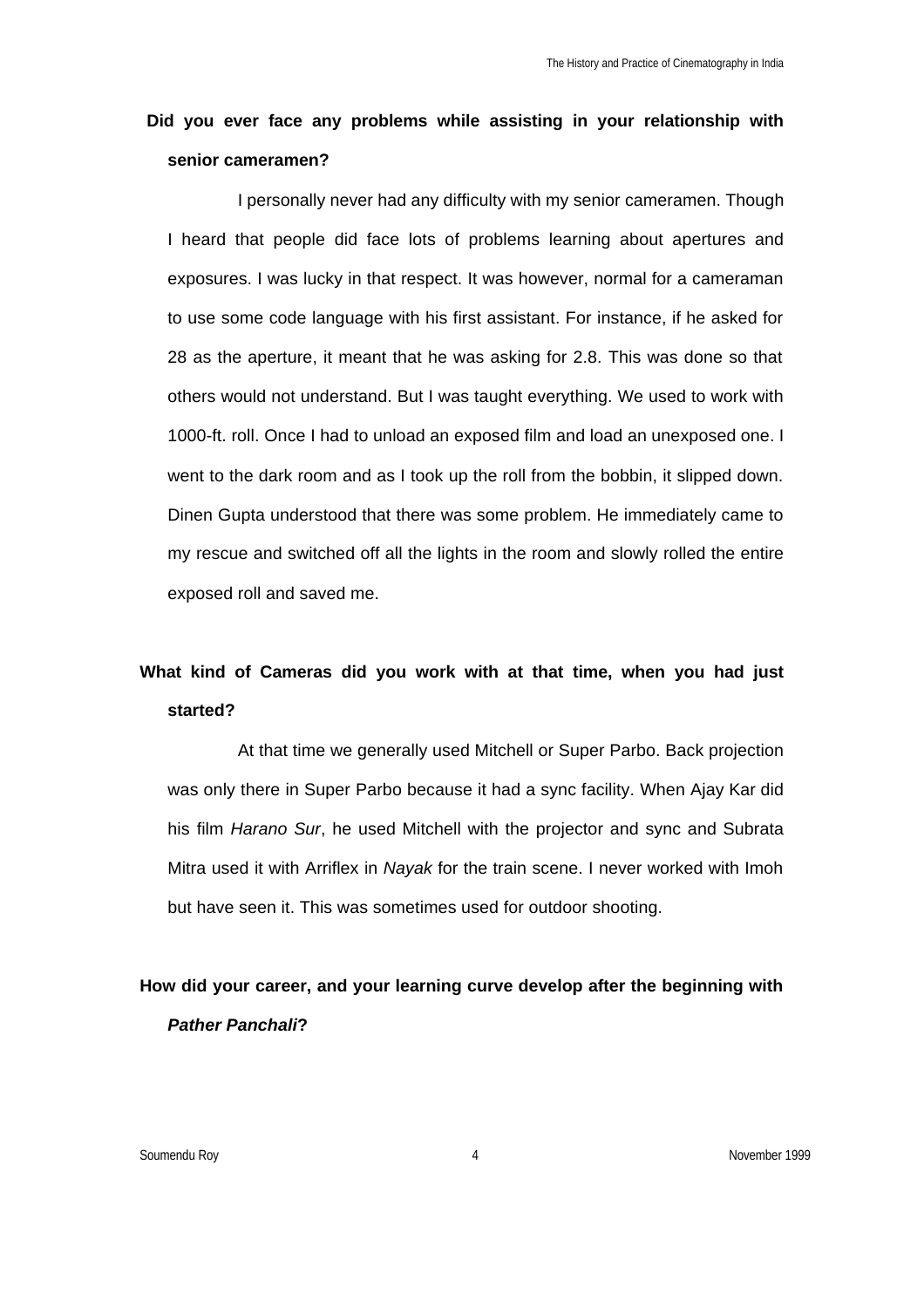**Did you ever face any problems while assisting in your relationship with senior cameramen?**

I personally never had any difficulty with my senior cameramen. Though I heard that people did face lots of problems learning about apertures and exposures. I was lucky in that respect. It was however, normal for a cameraman to use some code language with his first assistant. For instance, if he asked for 28 as the aperture, it meant that he was asking for 2.8. This was done so that others would not understand. But I was taught everything. We used to work with 1000-ft. roll. Once I had to unload an exposed film and load an unexposed one. I went to the dark room and as I took up the roll from the bobbin, it slipped down. Dinen Gupta understood that there was some problem. He immediately came to my rescue and switched off all the lights in the room and slowly rolled the entire exposed roll and saved me.

**What kind of Cameras did you work with at that time, when you had just started?**

At that time we generally used Mitchell or Super Parbo. Back projection was only there in Super Parbo because it had a sync facility. When Ajay Kar did his film *Harano Sur*, he used Mitchell with the projector and sync and Subrata Mitra used it with Arriflex in *Nayak* for the train scene. I never worked with Imoh but have seen it. This was sometimes used for outdoor shooting.

**How did your career, and your learning curve develop after the beginning with *Pather Panchali*?**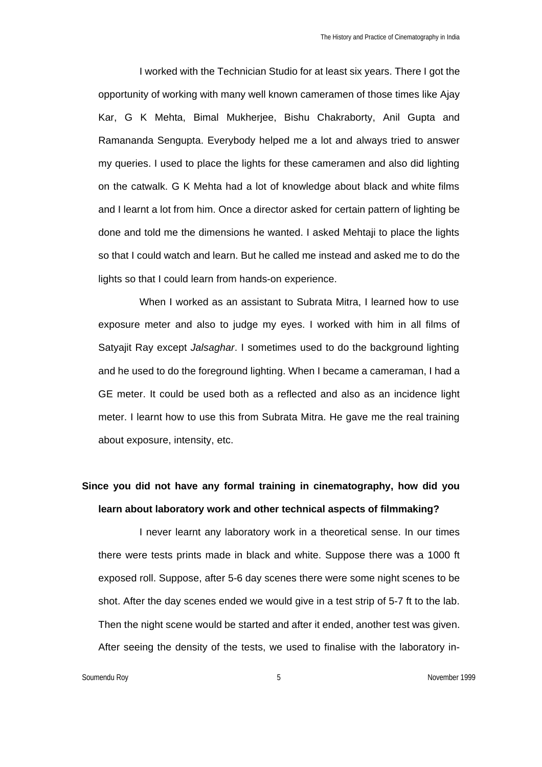I worked with the Technician Studio for at least six years. There I got the opportunity of working with many well known cameramen of those times like Ajay Kar, G K Mehta, Bimal Mukherjee, Bishu Chakraborty, Anil Gupta and Ramananda Sengupta. Everybody helped me a lot and always tried to answer my queries. I used to place the lights for these cameramen and also did lighting on the catwalk. G K Mehta had a lot of knowledge about black and white films and I learnt a lot from him. Once a director asked for certain pattern of lighting be done and told me the dimensions he wanted. I asked Mehtaji to place the lights so that I could watch and learn. But he called me instead and asked me to do the lights so that I could learn from hands-on experience.

When I worked as an assistant to Subrata Mitra, I learned how to use exposure meter and also to judge my eyes. I worked with him in all films of Satyajit Ray except *Jalsaghar*. I sometimes used to do the background lighting and he used to do the foreground lighting. When I became a cameraman, I had a GE meter. It could be used both as a reflected and also as an incidence light meter. I learnt how to use this from Subrata Mitra. He gave me the real training about exposure, intensity, etc.

**Since you did not have any formal training in cinematography, how did you learn about laboratory work and other technical aspects of filmmaking?**

I never learnt any laboratory work in a theoretical sense. In our times there were tests prints made in black and white. Suppose there was a 1000 ft exposed roll. Suppose, after 5-6 day scenes there were some night scenes to be shot. After the day scenes ended we would give in a test strip of 5-7 ft to the lab. Then the night scene would be started and after it ended, another test was given. After seeing the density of the tests, we used to finalise with the laboratory in-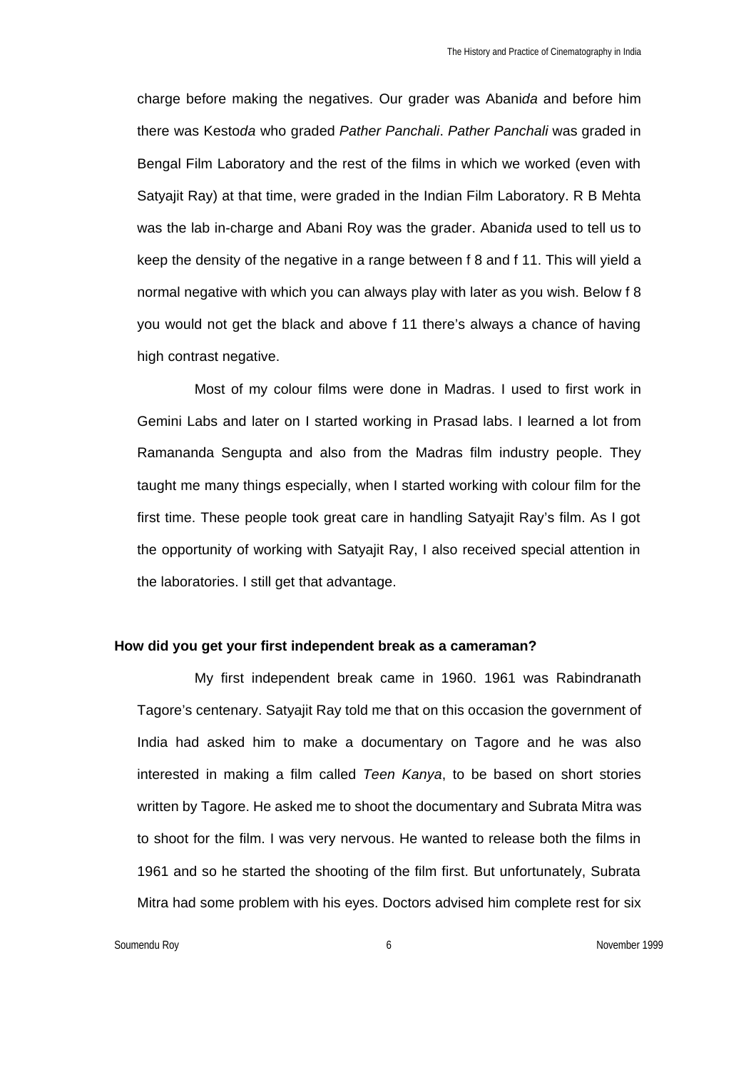charge before making the negatives. Our grader was Abani*da* and before him there was Kesto*da* who graded *Pather Panchali*. *Pather Panchali* was graded in Bengal Film Laboratory and the rest of the films in which we worked (even with Satyajit Ray) at that time, were graded in the Indian Film Laboratory. R B Mehta was the lab in-charge and Abani Roy was the grader. Abani*da* used to tell us to keep the density of the negative in a range between f 8 and f 11. This will yield a normal negative with which you can always play with later as you wish. Below f 8 you would not get the black and above f 11 there's always a chance of having high contrast negative.

Most of my colour films were done in Madras. I used to first work in Gemini Labs and later on I started working in Prasad labs. I learned a lot from Ramananda Sengupta and also from the Madras film industry people. They taught me many things especially, when I started working with colour film for the first time. These people took great care in handling Satyajit Ray's film. As I got the opportunity of working with Satyajit Ray, I also received special attention in the laboratories. I still get that advantage.

**How did you get your first independent break as a cameraman?**

My first independent break came in 1960. 1961 was Rabindranath Tagore's centenary. Satyajit Ray told me that on this occasion the government of India had asked him to make a documentary on Tagore and he was also interested in making a film called *Teen Kanya*, to be based on short stories written by Tagore. He asked me to shoot the documentary and Subrata Mitra was to shoot for the film. I was very nervous. He wanted to release both the films in 1961 and so he started the shooting of the film first. But unfortunately, Subrata Mitra had some problem with his eyes. Doctors advised him complete rest for six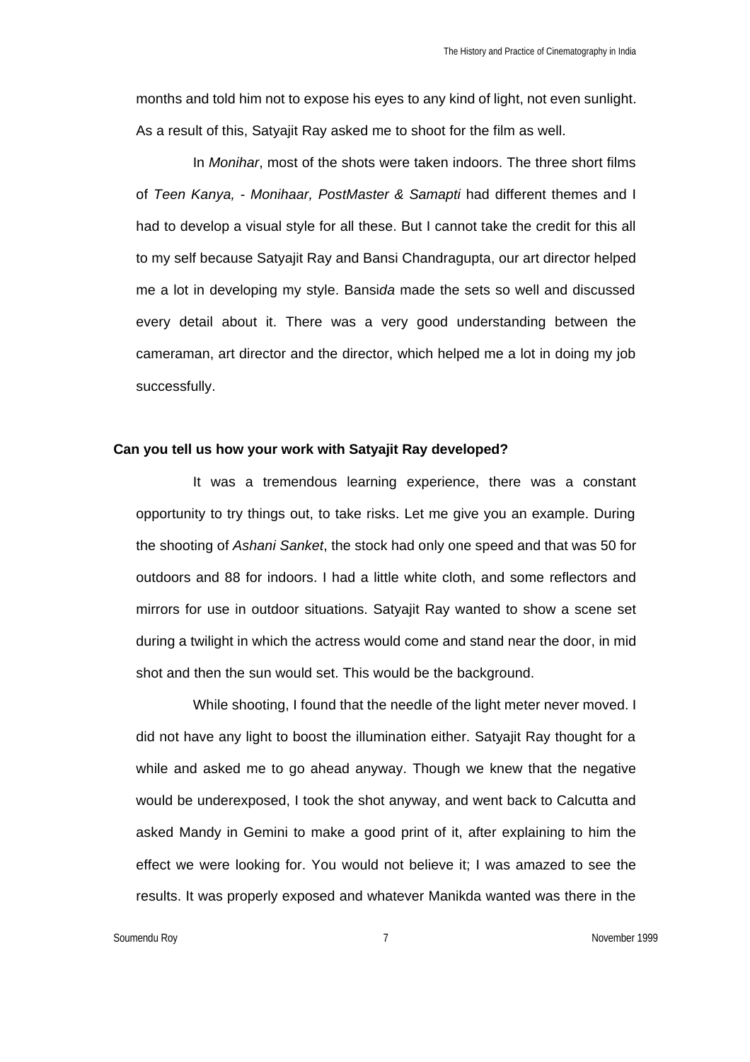months and told him not to expose his eyes to any kind of light, not even sunlight. As a result of this, Satyajit Ray asked me to shoot for the film as well.

In *Monihar*, most of the shots were taken indoors. The three short films of *Teen Kanya, - Monihaar, PostMaster & Samapti* had different themes and I had to develop a visual style for all these. But I cannot take the credit for this all to my self because Satyajit Ray and Bansi Chandragupta, our art director helped me a lot in developing my style. Bansi*da* made the sets so well and discussed every detail about it. There was a very good understanding between the cameraman, art director and the director, which helped me a lot in doing my job successfully.

**Can you tell us how your work with Satyajit Ray developed?**

It was a tremendous learning experience, there was a constant opportunity to try things out, to take risks. Let me give you an example. During the shooting of *Ashani Sanket*, the stock had only one speed and that was 50 for outdoors and 88 for indoors. I had a little white cloth, and some reflectors and mirrors for use in outdoor situations. Satyajit Ray wanted to show a scene set during a twilight in which the actress would come and stand near the door, in mid shot and then the sun would set. This would be the background.

While shooting, I found that the needle of the light meter never moved. I did not have any light to boost the illumination either. Satyajit Ray thought for a while and asked me to go ahead anyway. Though we knew that the negative would be underexposed, I took the shot anyway, and went back to Calcutta and asked Mandy in Gemini to make a good print of it, after explaining to him the effect we were looking for. You would not believe it; I was amazed to see the results. It was properly exposed and whatever Manikda wanted was there in the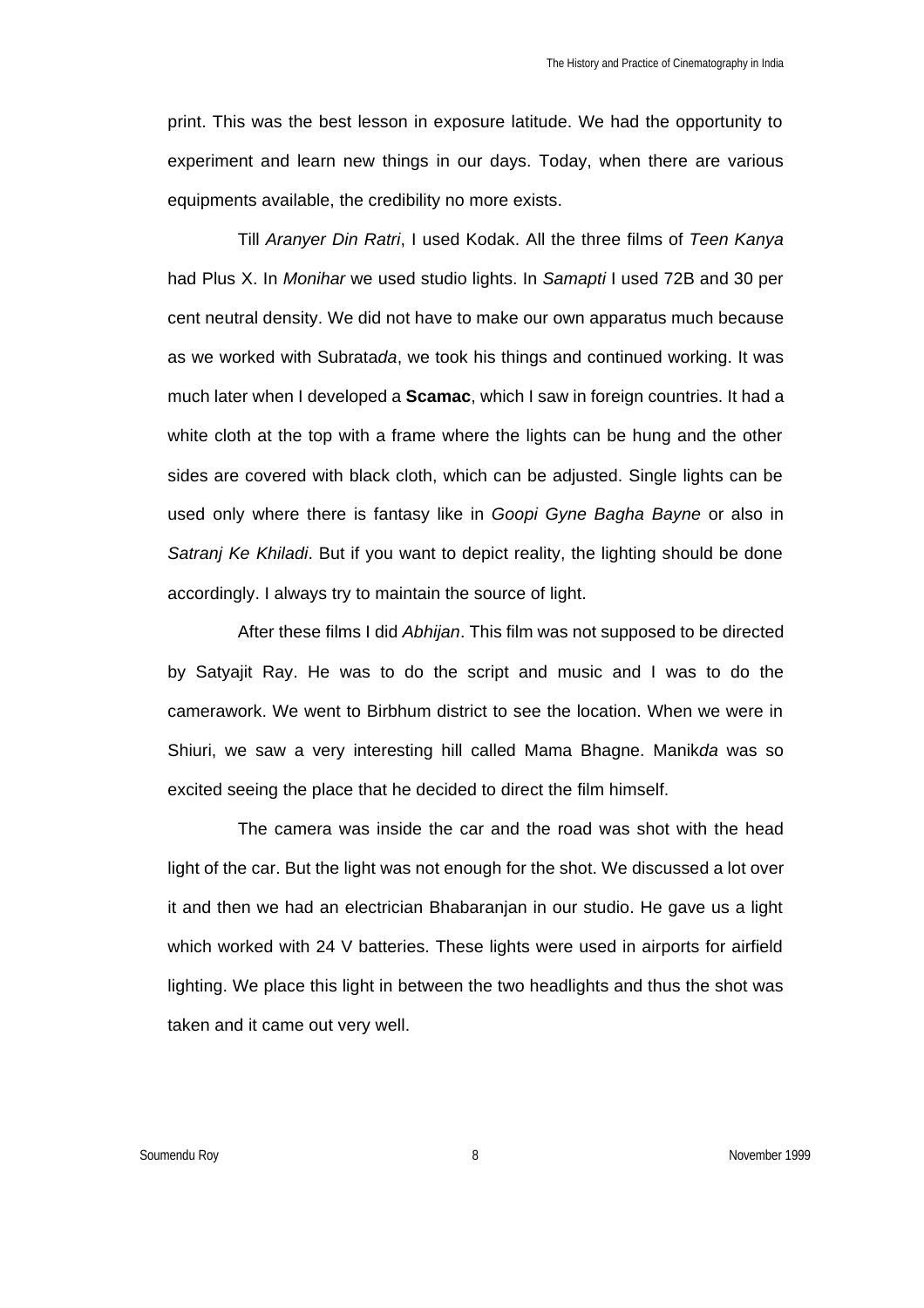print. This was the best lesson in exposure latitude. We had the opportunity to experiment and learn new things in our days. Today, when there are various equipments available, the credibility no more exists.

Till *Aranyer Din Ratri*, I used Kodak. All the three films of *Teen Kanya* had Plus X. In *Monihar* we used studio lights. In *Samapti* I used 72B and 30 per cent neutral density. We did not have to make our own apparatus much because as we worked with Subrata*da*, we took his things and continued working. It was much later when I developed a **Scamac**, which I saw in foreign countries. It had a white cloth at the top with a frame where the lights can be hung and the other sides are covered with black cloth, which can be adjusted. Single lights can be used only where there is fantasy like in *Goopi Gyne Bagha Bayne* or also in *Satranj Ke Khiladi*. But if you want to depict reality, the lighting should be done accordingly. I always try to maintain the source of light.

After these films I did *Abhijan*. This film was not supposed to be directed by Satyajit Ray. He was to do the script and music and I was to do the camerawork. We went to Birbhum district to see the location. When we were in Shiuri, we saw a very interesting hill called Mama Bhagne. Manik*da* was so excited seeing the place that he decided to direct the film himself.

The camera was inside the car and the road was shot with the head light of the car. But the light was not enough for the shot. We discussed a lot over it and then we had an electrician Bhabaranjan in our studio. He gave us a light which worked with 24 V batteries. These lights were used in airports for airfield lighting. We place this light in between the two headlights and thus the shot was taken and it came out very well.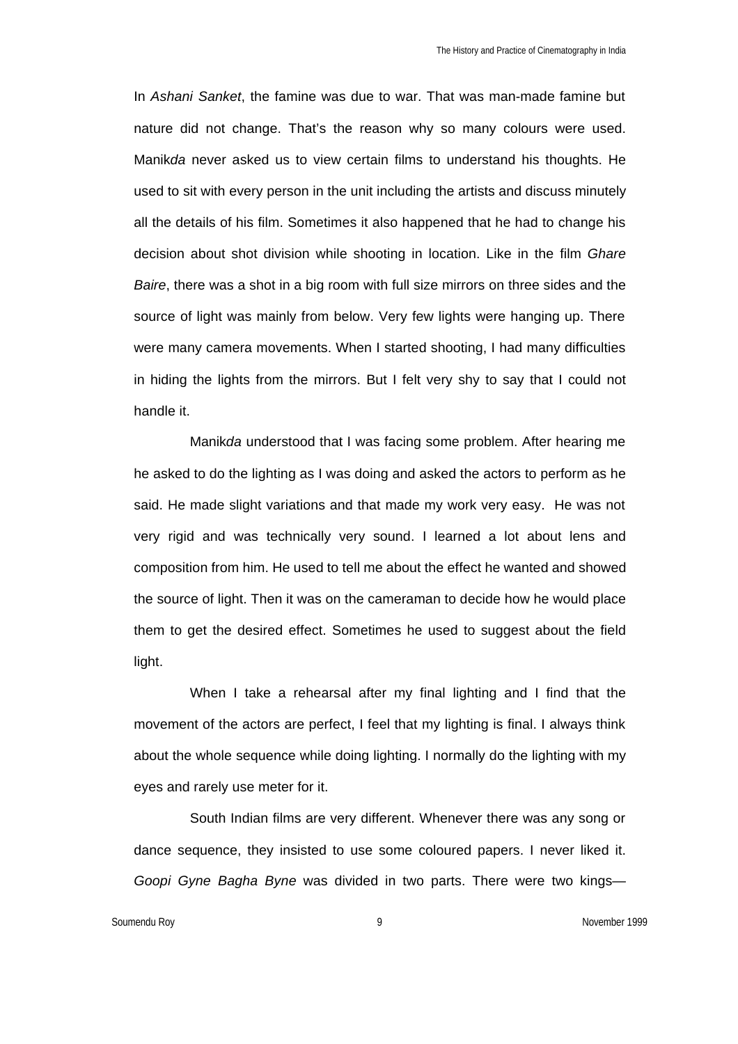In *Ashani Sanket*, the famine was due to war. That was man-made famine but nature did not change. That's the reason why so many colours were used. Manik*da* never asked us to view certain films to understand his thoughts. He used to sit with every person in the unit including the artists and discuss minutely all the details of his film. Sometimes it also happened that he had to change his decision about shot division while shooting in location. Like in the film *Ghare Baire*, there was a shot in a big room with full size mirrors on three sides and the source of light was mainly from below. Very few lights were hanging up. There were many camera movements. When I started shooting, I had many difficulties in hiding the lights from the mirrors. But I felt very shy to say that I could not handle it.

Manik*da* understood that I was facing some problem. After hearing me he asked to do the lighting as I was doing and asked the actors to perform as he said. He made slight variations and that made my work very easy. He was not very rigid and was technically very sound. I learned a lot about lens and composition from him. He used to tell me about the effect he wanted and showed the source of light. Then it was on the cameraman to decide how he would place them to get the desired effect. Sometimes he used to suggest about the field light.

When I take a rehearsal after my final lighting and I find that the movement of the actors are perfect, I feel that my lighting is final. I always think about the whole sequence while doing lighting. I normally do the lighting with my eyes and rarely use meter for it.

South Indian films are very different. Whenever there was any song or dance sequence, they insisted to use some coloured papers. I never liked it. *Goopi Gyne Bagha Byne* was divided in two parts. There were two kings—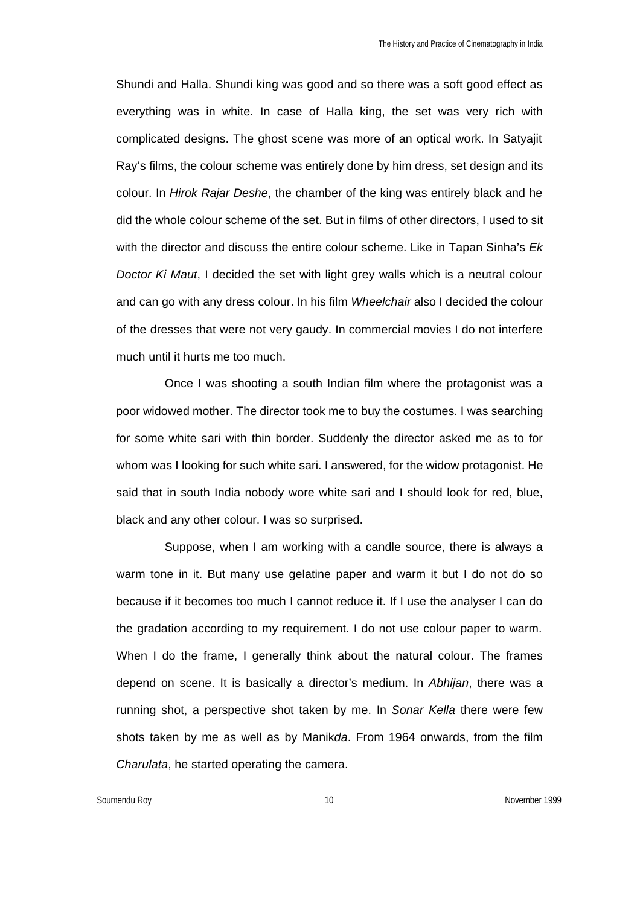Shundi and Halla. Shundi king was good and so there was a soft good effect as everything was in white. In case of Halla king, the set was very rich with complicated designs. The ghost scene was more of an optical work. In Satyajit Ray's films, the colour scheme was entirely done by him dress, set design and its colour. In *Hirok Rajar Deshe*, the chamber of the king was entirely black and he did the whole colour scheme of the set. But in films of other directors, I used to sit with the director and discuss the entire colour scheme. Like in Tapan Sinha's *Ek Doctor Ki Maut*, I decided the set with light grey walls which is a neutral colour and can go with any dress colour. In his film *Wheelchair* also I decided the colour of the dresses that were not very gaudy. In commercial movies I do not interfere much until it hurts me too much.

Once I was shooting a south Indian film where the protagonist was a poor widowed mother. The director took me to buy the costumes. I was searching for some white sari with thin border. Suddenly the director asked me as to for whom was I looking for such white sari. I answered, for the widow protagonist. He said that in south India nobody wore white sari and I should look for red, blue, black and any other colour. I was so surprised.

Suppose, when I am working with a candle source, there is always a warm tone in it. But many use gelatine paper and warm it but I do not do so because if it becomes too much I cannot reduce it. If I use the analyser I can do the gradation according to my requirement. I do not use colour paper to warm. When I do the frame, I generally think about the natural colour. The frames depend on scene. It is basically a director's medium. In *Abhijan*, there was a running shot, a perspective shot taken by me. In *Sonar Kella* there were few shots taken by me as well as by Manik*da*. From 1964 onwards, from the film *Charulata*, he started operating the camera.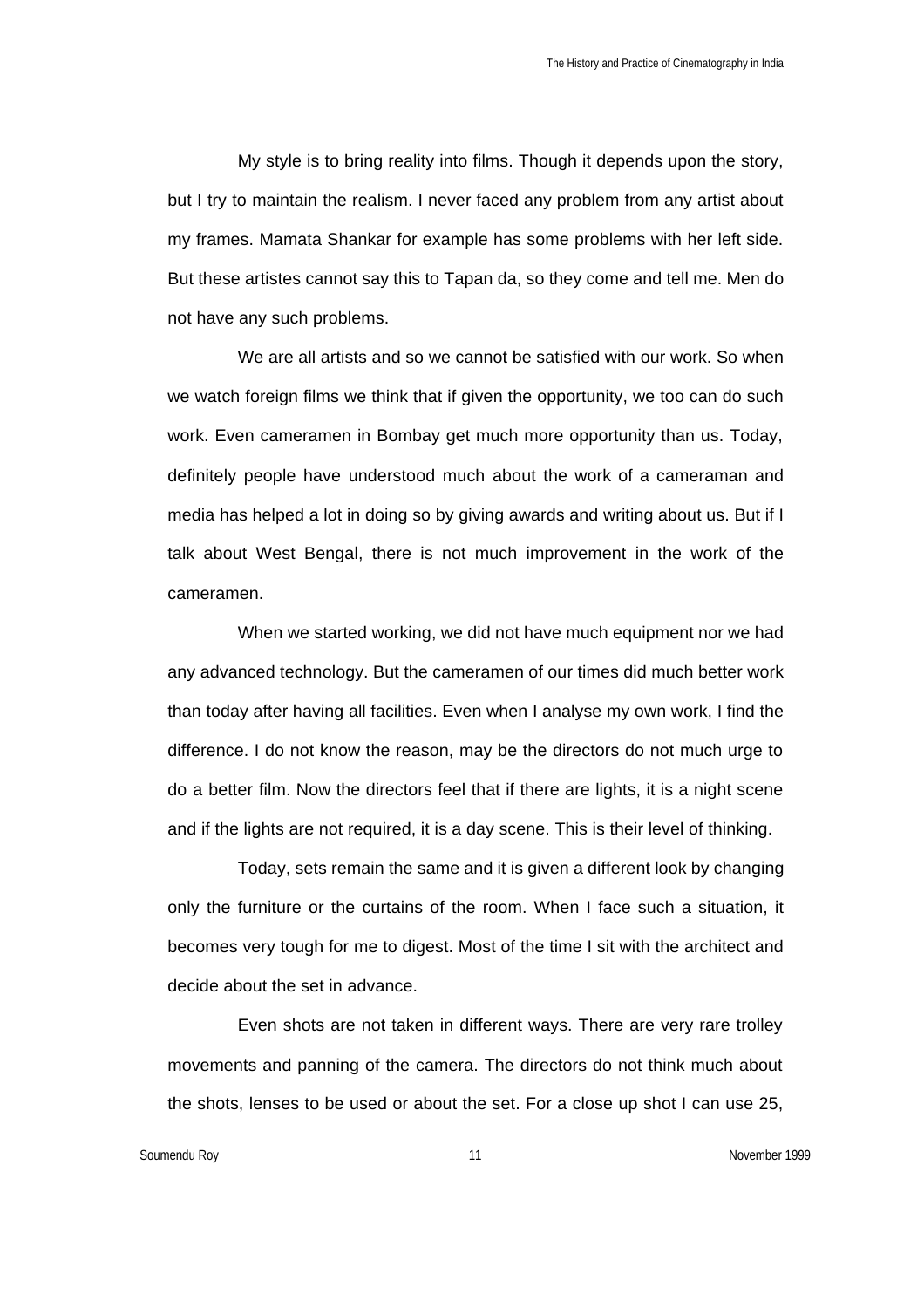My style is to bring reality into films. Though it depends upon the story, but I try to maintain the realism. I never faced any problem from any artist about my frames. Mamata Shankar for example has some problems with her left side. But these artistes cannot say this to Tapan da, so they come and tell me. Men do not have any such problems.

We are all artists and so we cannot be satisfied with our work. So when we watch foreign films we think that if given the opportunity, we too can do such work. Even cameramen in Bombay get much more opportunity than us. Today, definitely people have understood much about the work of a cameraman and media has helped a lot in doing so by giving awards and writing about us. But if I talk about West Bengal, there is not much improvement in the work of the cameramen.

When we started working, we did not have much equipment nor we had any advanced technology. But the cameramen of our times did much better work than today after having all facilities. Even when I analyse my own work, I find the difference. I do not know the reason, may be the directors do not much urge to do a better film. Now the directors feel that if there are lights, it is a night scene and if the lights are not required, it is a day scene. This is their level of thinking.

Today, sets remain the same and it is given a different look by changing only the furniture or the curtains of the room. When I face such a situation, it becomes very tough for me to digest. Most of the time I sit with the architect and decide about the set in advance.

Even shots are not taken in different ways. There are very rare trolley movements and panning of the camera. The directors do not think much about the shots, lenses to be used or about the set. For a close up shot I can use 25,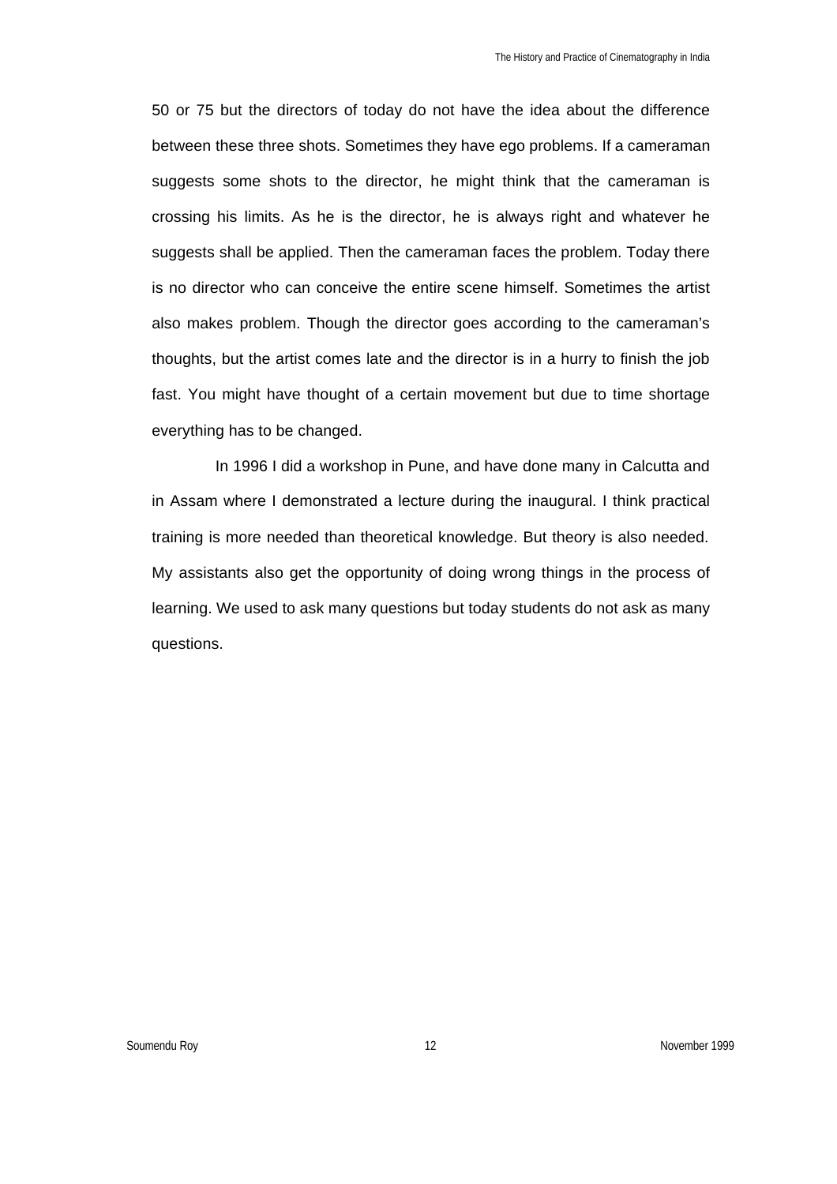50 or 75 but the directors of today do not have the idea about the difference between these three shots. Sometimes they have ego problems. If a cameraman suggests some shots to the director, he might think that the cameraman is crossing his limits. As he is the director, he is always right and whatever he suggests shall be applied. Then the cameraman faces the problem. Today there is no director who can conceive the entire scene himself. Sometimes the artist also makes problem. Though the director goes according to the cameraman's thoughts, but the artist comes late and the director is in a hurry to finish the job fast. You might have thought of a certain movement but due to time shortage everything has to be changed.

In 1996 I did a workshop in Pune, and have done many in Calcutta and in Assam where I demonstrated a lecture during the inaugural. I think practical training is more needed than theoretical knowledge. But theory is also needed. My assistants also get the opportunity of doing wrong things in the process of learning. We used to ask many questions but today students do not ask as many questions.